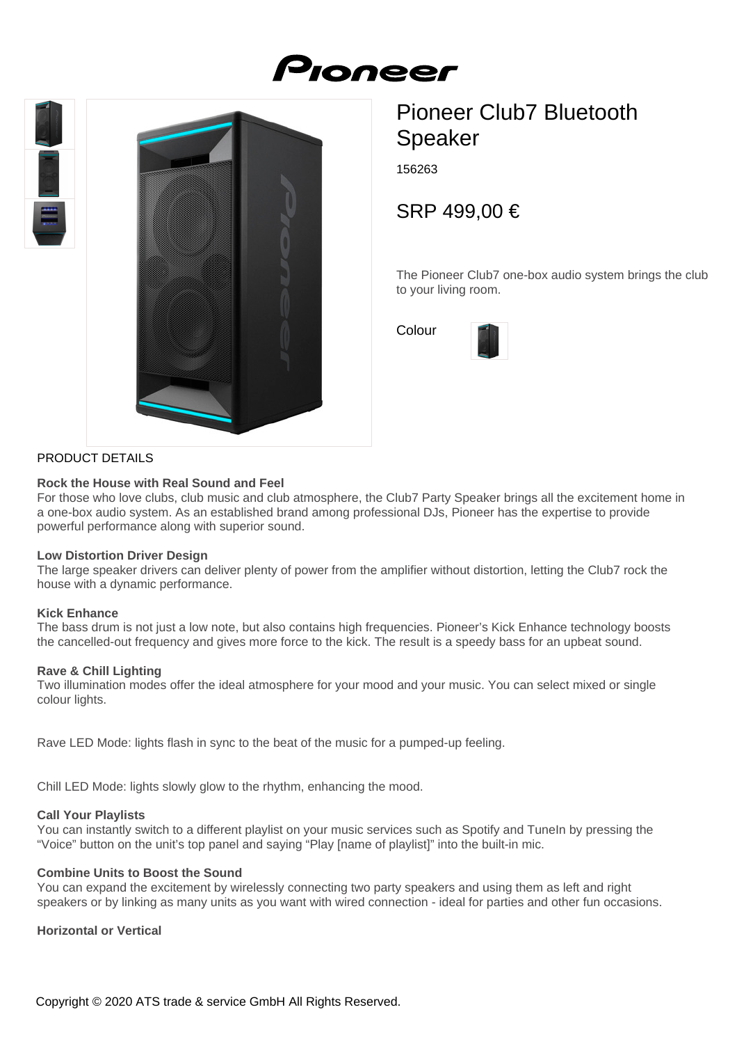# Pioneer Club7 Bluetooth Speaker

156263

## SRP 499,00 €

The Pioneer Club7 one-box audio system brings the club to your living room.

Colour

PRODUCT DETAILS

**Rock the House with Real Sound and Feel**
For those who love clubs, club music and club atmosphere, the Club7 Party Speaker brings all the excitement home in a one-box audio system. As an established brand among professional DJs, Pioneer has the expertise to provide powerful performance along with superior sound.

**Low Distortion Driver Design**
The large speaker drivers can deliver plenty of power from the amplifier without distortion, letting the Club7 rock the house with a dynamic performance.

**Kick Enhance**
The bass drum is not just a low note, but also contains high frequencies. Pioneer's Kick Enhance technology boosts the cancelled-out frequency and gives more force to the kick. The result is a speedy bass for an upbeat sound.

**Rave & Chill Lighting**
Two illumination modes offer the ideal atmosphere for your mood and your music. You can select mixed or single colour lights.

Rave LED Mode: lights flash in sync to the beat of the music for a pumped-up feeling.

Chill LED Mode: lights slowly glow to the rhythm, enhancing the mood.

**Call Your Playlists**
You can instantly switch to a different playlist on your music services such as Spotify and TuneIn by pressing the "Voice" button on the unit's top panel and saying "Play [name of playlist]" into the built-in mic.

**Combine Units to Boost the Sound**
You can expand the excitement by wirelessly connecting two party speakers and using them as left and right speakers or by linking as many units as you want with wired connection - ideal for parties and other fun occasions.

**Horizontal or Vertical**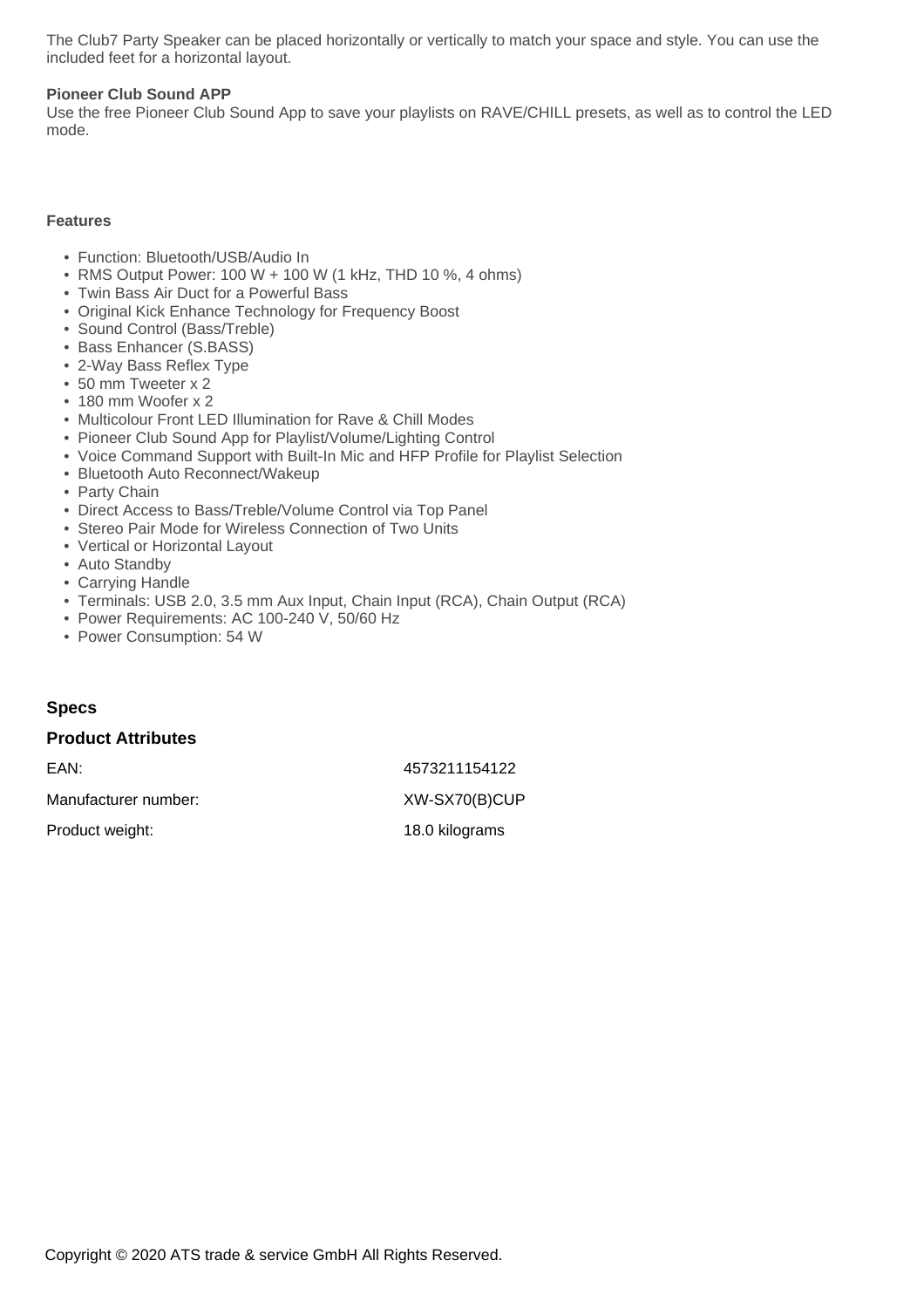The Club7 Party Speaker can be placed horizontally or vertically to match your space and style. You can use the included feet for a horizontal layout.

**Pioneer Club Sound APP**

Use the free Pioneer Club Sound App to save your playlists on RAVE/CHILL presets, as well as to control the LED mode.

**Features**

- Function: Bluetooth/USB/Audio In
- RMS Output Power: 100 W + 100 W (1 kHz, THD 10 %, 4 ohms)
- Twin Bass Air Duct for a Powerful Bass
- Original Kick Enhance Technology for Frequency Boost
- Sound Control (Bass/Treble)
- Bass Enhancer (S.BASS)
- 2-Way Bass Reflex Type
- 50 mm Tweeter x 2
- 180 mm Woofer x 2
- Multicolour Front LED Illumination for Rave & Chill Modes
- Pioneer Club Sound App for Playlist/Volume/Lighting Control
- Voice Command Support with Built-In Mic and HFP Profile for Playlist Selection
- Bluetooth Auto Reconnect/Wakeup
- Party Chain
- Direct Access to Bass/Treble/Volume Control via Top Panel
- Stereo Pair Mode for Wireless Connection of Two Units
- Vertical or Horizontal Layout
- Auto Standby
- Carrying Handle
- Terminals: USB 2.0, 3.5 mm Aux Input, Chain Input (RCA), Chain Output (RCA)
- Power Requirements: AC 100-240 V, 50/60 Hz
- Power Consumption: 54 W

## Specs

### Product Attributes

| | |
|---|---|
| EAN: | 4573211154122 |
| Manufacturer number: | XW-SX70(B)CUP |
| Product weight: | 18.0 kilograms |

Copyright © 2020 ATS trade & service GmbH All Rights Reserved.